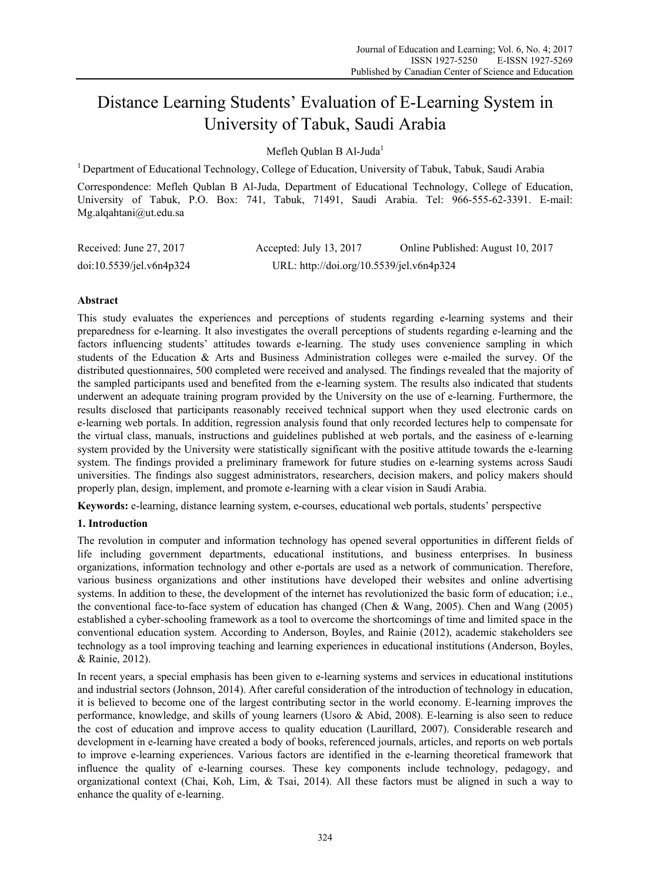# Distance Learning Students' Evaluation of E-Learning System in University of Tabuk, Saudi Arabia

Mefleh Qublan B Al-Juda[1]

[1] Department of Educational Technology, College of Education, University of Tabuk, Tabuk, Saudi Arabia

Correspondence: Mefleh Qublan B Al-Juda, Department of Educational Technology, College of Education, University of Tabuk, P.O. Box: 741, Tabuk, 71491, Saudi Arabia. Tel: 966-555-62-3391. E-mail: Mg.alqahtani@ut.edu.sa

Received: June 27, 2017 Accepted: July 13, 2017 Online Published: August 10, 2017

doi:10.5539/jel.v6n4p324 URL: http://doi.org/10.5539/jel.v6n4p324

## Abstract

This study evaluates the experiences and perceptions of students regarding e-learning systems and their preparedness for e-learning. It also investigates the overall perceptions of students regarding e-learning and the factors influencing students' attitudes towards e-learning. The study uses convenience sampling in which students of the Education & Arts and Business Administration colleges were e-mailed the survey. Of the distributed questionnaires, 500 completed were received and analysed. The findings revealed that the majority of the sampled participants used and benefited from the e-learning system. The results also indicated that students underwent an adequate training program provided by the University on the use of e-learning. Furthermore, the results disclosed that participants reasonably received technical support when they used electronic cards on e-learning web portals. In addition, regression analysis found that only recorded lectures help to compensate for the virtual class, manuals, instructions and guidelines published at web portals, and the easiness of e-learning system provided by the University were statistically significant with the positive attitude towards the e-learning system. The findings provided a preliminary framework for future studies on e-learning systems across Saudi universities. The findings also suggest administrators, researchers, decision makers, and policy makers should properly plan, design, implement, and promote e-learning with a clear vision in Saudi Arabia.

**Keywords:** e-learning, distance learning system, e-courses, educational web portals, students' perspective

## 1. Introduction

The revolution in computer and information technology has opened several opportunities in different fields of life including government departments, educational institutions, and business enterprises. In business organizations, information technology and other e-portals are used as a network of communication. Therefore, various business organizations and other institutions have developed their websites and online advertising systems. In addition to these, the development of the internet has revolutionized the basic form of education; i.e., the conventional face-to-face system of education has changed (Chen & Wang, 2005). Chen and Wang (2005) established a cyber-schooling framework as a tool to overcome the shortcomings of time and limited space in the conventional education system. According to Anderson, Boyles, and Rainie (2012), academic stakeholders see technology as a tool improving teaching and learning experiences in educational institutions (Anderson, Boyles, & Rainie, 2012).

In recent years, a special emphasis has been given to e-learning systems and services in educational institutions and industrial sectors (Johnson, 2014). After careful consideration of the introduction of technology in education, it is believed to become one of the largest contributing sector in the world economy. E-learning improves the performance, knowledge, and skills of young learners (Usoro & Abid, 2008). E-learning is also seen to reduce the cost of education and improve access to quality education (Laurillard, 2007). Considerable research and development in e-learning have created a body of books, referenced journals, articles, and reports on web portals to improve e-learning experiences. Various factors are identified in the e-learning theoretical framework that influence the quality of e-learning courses. These key components include technology, pedagogy, and organizational context (Chai, Koh, Lim, & Tsai, 2014). All these factors must be aligned in such a way to enhance the quality of e-learning.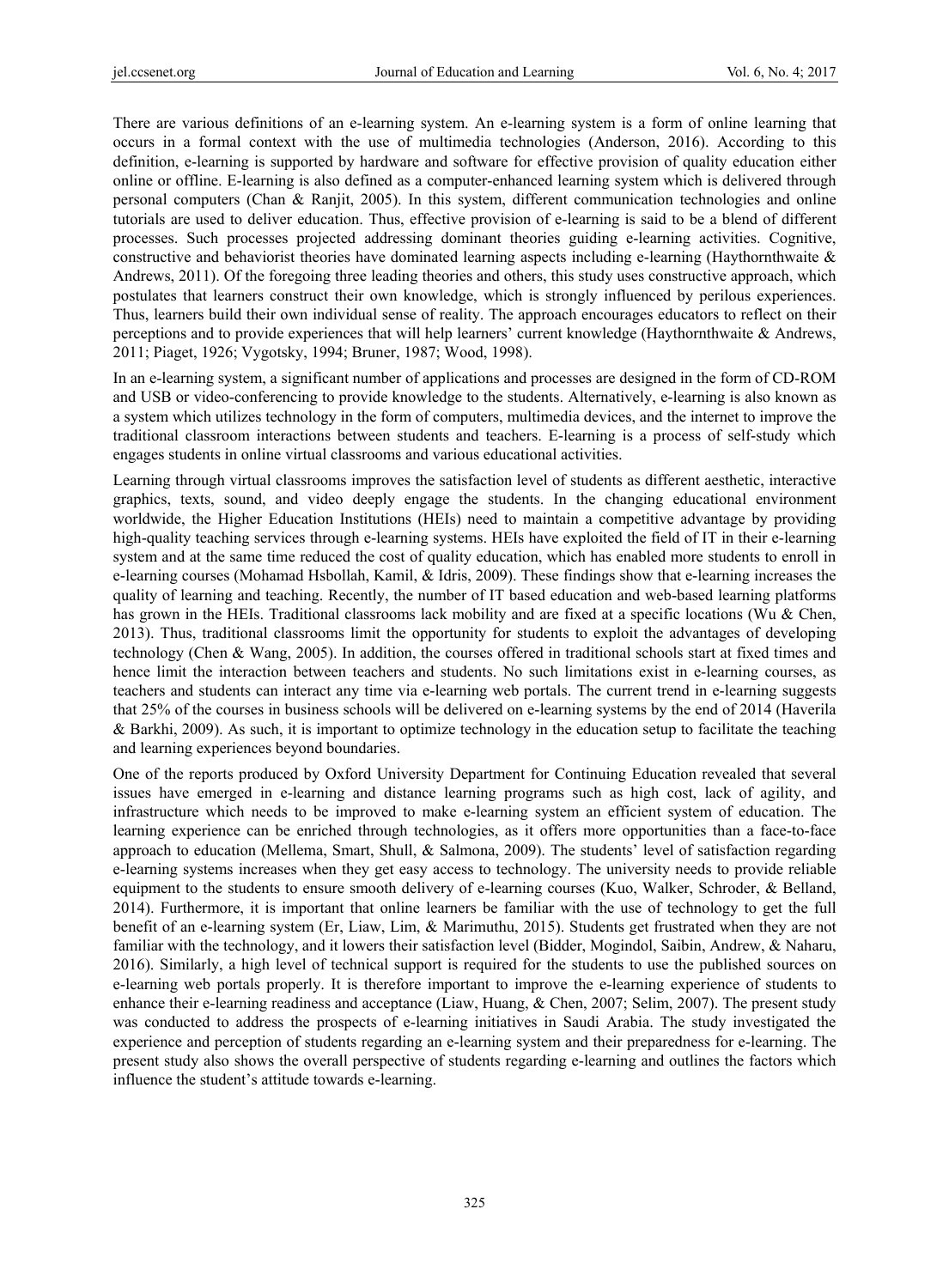There are various definitions of an e-learning system. An e-learning system is a form of online learning that occurs in a formal context with the use of multimedia technologies (Anderson, 2016). According to this definition, e-learning is supported by hardware and software for effective provision of quality education either online or offline. E-learning is also defined as a computer-enhanced learning system which is delivered through personal computers (Chan & Ranjit, 2005). In this system, different communication technologies and online tutorials are used to deliver education. Thus, effective provision of e-learning is said to be a blend of different processes. Such processes projected addressing dominant theories guiding e-learning activities. Cognitive, constructive and behaviorist theories have dominated learning aspects including e-learning (Haythornthwaite & Andrews, 2011). Of the foregoing three leading theories and others, this study uses constructive approach, which postulates that learners construct their own knowledge, which is strongly influenced by perilous experiences. Thus, learners build their own individual sense of reality. The approach encourages educators to reflect on their perceptions and to provide experiences that will help learners' current knowledge (Haythornthwaite & Andrews, 2011; Piaget, 1926; Vygotsky, 1994; Bruner, 1987; Wood, 1998).

In an e-learning system, a significant number of applications and processes are designed in the form of CD-ROM and USB or video-conferencing to provide knowledge to the students. Alternatively, e-learning is also known as a system which utilizes technology in the form of computers, multimedia devices, and the internet to improve the traditional classroom interactions between students and teachers. E-learning is a process of self-study which engages students in online virtual classrooms and various educational activities.

Learning through virtual classrooms improves the satisfaction level of students as different aesthetic, interactive graphics, texts, sound, and video deeply engage the students. In the changing educational environment worldwide, the Higher Education Institutions (HEIs) need to maintain a competitive advantage by providing high-quality teaching services through e-learning systems. HEIs have exploited the field of IT in their e-learning system and at the same time reduced the cost of quality education, which has enabled more students to enroll in e-learning courses (Mohamad Hsbollah, Kamil, & Idris, 2009). These findings show that e-learning increases the quality of learning and teaching. Recently, the number of IT based education and web-based learning platforms has grown in the HEIs. Traditional classrooms lack mobility and are fixed at a specific locations (Wu & Chen, 2013). Thus, traditional classrooms limit the opportunity for students to exploit the advantages of developing technology (Chen & Wang, 2005). In addition, the courses offered in traditional schools start at fixed times and hence limit the interaction between teachers and students. No such limitations exist in e-learning courses, as teachers and students can interact any time via e-learning web portals. The current trend in e-learning suggests that 25% of the courses in business schools will be delivered on e-learning systems by the end of 2014 (Haverila & Barkhi, 2009). As such, it is important to optimize technology in the education setup to facilitate the teaching and learning experiences beyond boundaries.

One of the reports produced by Oxford University Department for Continuing Education revealed that several issues have emerged in e-learning and distance learning programs such as high cost, lack of agility, and infrastructure which needs to be improved to make e-learning system an efficient system of education. The learning experience can be enriched through technologies, as it offers more opportunities than a face-to-face approach to education (Mellema, Smart, Shull, & Salmona, 2009). The students' level of satisfaction regarding e-learning systems increases when they get easy access to technology. The university needs to provide reliable equipment to the students to ensure smooth delivery of e-learning courses (Kuo, Walker, Schroder, & Belland, 2014). Furthermore, it is important that online learners be familiar with the use of technology to get the full benefit of an e-learning system (Er, Liaw, Lim, & Marimuthu, 2015). Students get frustrated when they are not familiar with the technology, and it lowers their satisfaction level (Bidder, Mogindol, Saibin, Andrew, & Naharu, 2016). Similarly, a high level of technical support is required for the students to use the published sources on e-learning web portals properly. It is therefore important to improve the e-learning experience of students to enhance their e-learning readiness and acceptance (Liaw, Huang, & Chen, 2007; Selim, 2007). The present study was conducted to address the prospects of e-learning initiatives in Saudi Arabia. The study investigated the experience and perception of students regarding an e-learning system and their preparedness for e-learning. The present study also shows the overall perspective of students regarding e-learning and outlines the factors which influence the student's attitude towards e-learning.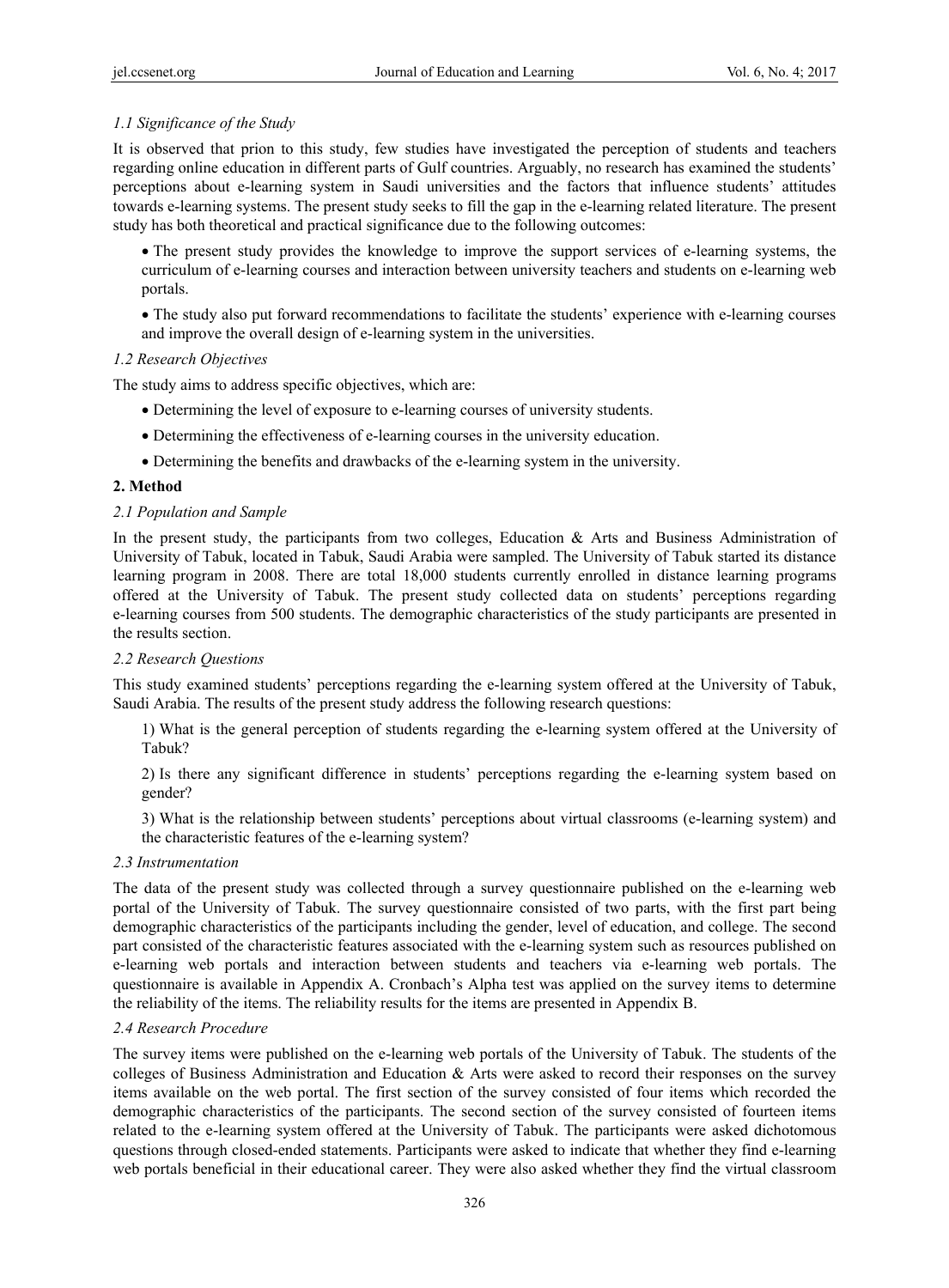### *1.1 Significance of the Study*

It is observed that prion to this study, few studies have investigated the perception of students and teachers regarding online education in different parts of Gulf countries. Arguably, no research has examined the students' perceptions about e-learning system in Saudi universities and the factors that influence students' attitudes towards e-learning systems. The present study seeks to fill the gap in the e-learning related literature. The present study has both theoretical and practical significance due to the following outcomes:

- The present study provides the knowledge to improve the support services of e-learning systems, the curriculum of e-learning courses and interaction between university teachers and students on e-learning web portals.
- The study also put forward recommendations to facilitate the students' experience with e-learning courses and improve the overall design of e-learning system in the universities.

### *1.2 Research Objectives*

The study aims to address specific objectives, which are:

- Determining the level of exposure to e-learning courses of university students.
- Determining the effectiveness of e-learning courses in the university education.
- Determining the benefits and drawbacks of the e-learning system in the university.

## 2. Method

### *2.1 Population and Sample*

In the present study, the participants from two colleges, Education & Arts and Business Administration of University of Tabuk, located in Tabuk, Saudi Arabia were sampled. The University of Tabuk started its distance learning program in 2008. There are total 18,000 students currently enrolled in distance learning programs offered at the University of Tabuk. The present study collected data on students' perceptions regarding e-learning courses from 500 students. The demographic characteristics of the study participants are presented in the results section.

### *2.2 Research Questions*

This study examined students' perceptions regarding the e-learning system offered at the University of Tabuk, Saudi Arabia. The results of the present study address the following research questions:

1) What is the general perception of students regarding the e-learning system offered at the University of Tabuk?

2) Is there any significant difference in students' perceptions regarding the e-learning system based on gender?

3) What is the relationship between students' perceptions about virtual classrooms (e-learning system) and the characteristic features of the e-learning system?

### *2.3 Instrumentation*

The data of the present study was collected through a survey questionnaire published on the e-learning web portal of the University of Tabuk. The survey questionnaire consisted of two parts, with the first part being demographic characteristics of the participants including the gender, level of education, and college. The second part consisted of the characteristic features associated with the e-learning system such as resources published on e-learning web portals and interaction between students and teachers via e-learning web portals. The questionnaire is available in Appendix A. Cronbach's Alpha test was applied on the survey items to determine the reliability of the items. The reliability results for the items are presented in Appendix B.

### *2.4 Research Procedure*

The survey items were published on the e-learning web portals of the University of Tabuk. The students of the colleges of Business Administration and Education & Arts were asked to record their responses on the survey items available on the web portal. The first section of the survey consisted of four items which recorded the demographic characteristics of the participants. The second section of the survey consisted of fourteen items related to the e-learning system offered at the University of Tabuk. The participants were asked dichotomous questions through closed-ended statements. Participants were asked to indicate that whether they find e-learning web portals beneficial in their educational career. They were also asked whether they find the virtual classroom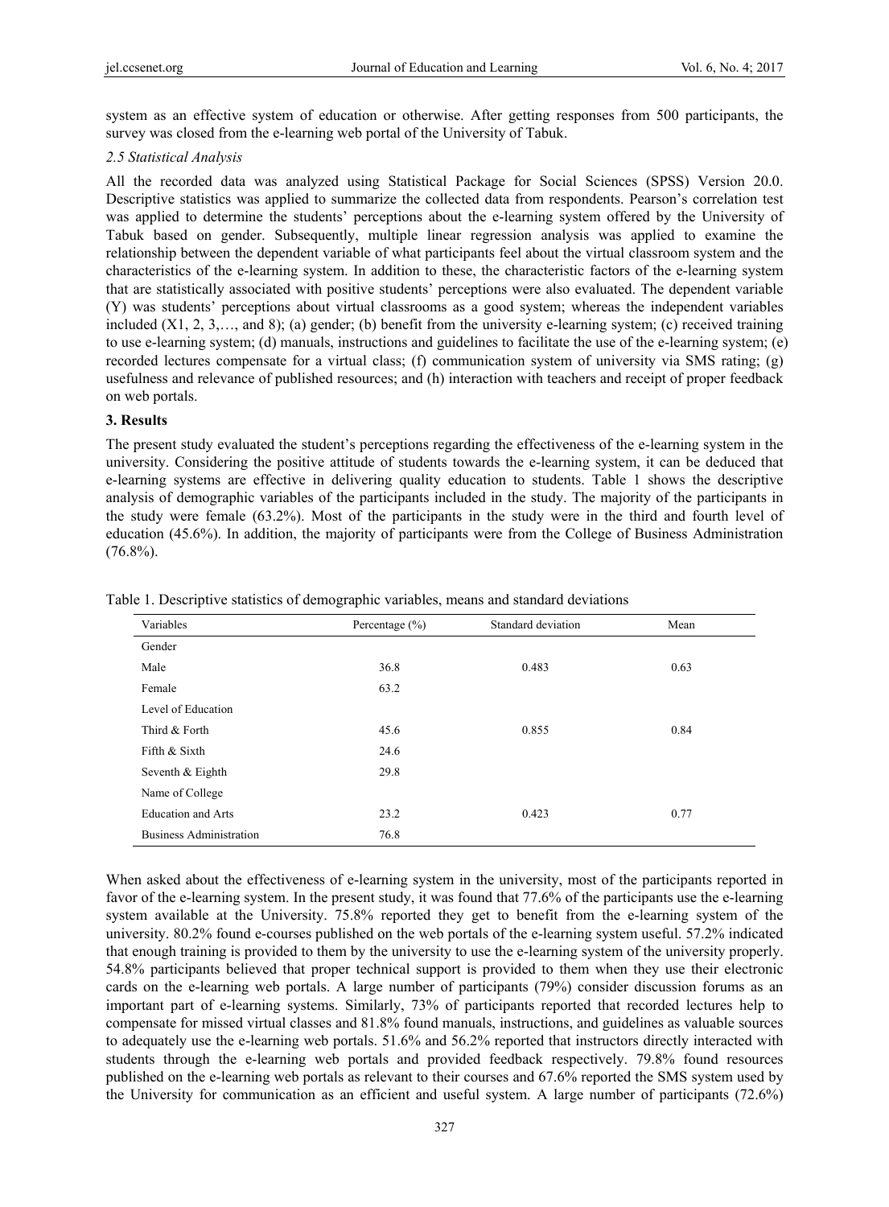system as an effective system of education or otherwise. After getting responses from 500 participants, the survey was closed from the e-learning web portal of the University of Tabuk.

### *2.5 Statistical Analysis*

All the recorded data was analyzed using Statistical Package for Social Sciences (SPSS) Version 20.0. Descriptive statistics was applied to summarize the collected data from respondents. Pearson's correlation test was applied to determine the students' perceptions about the e-learning system offered by the University of Tabuk based on gender. Subsequently, multiple linear regression analysis was applied to examine the relationship between the dependent variable of what participants feel about the virtual classroom system and the characteristics of the e-learning system. In addition to these, the characteristic factors of the e-learning system that are statistically associated with positive students' perceptions were also evaluated. The dependent variable (Y) was students' perceptions about virtual classrooms as a good system; whereas the independent variables included (X1, 2, 3,…, and 8); (a) gender; (b) benefit from the university e-learning system; (c) received training to use e-learning system; (d) manuals, instructions and guidelines to facilitate the use of the e-learning system; (e) recorded lectures compensate for a virtual class; (f) communication system of university via SMS rating; (g) usefulness and relevance of published resources; and (h) interaction with teachers and receipt of proper feedback on web portals.

## 3. Results

The present study evaluated the student's perceptions regarding the effectiveness of the e-learning system in the university. Considering the positive attitude of students towards the e-learning system, it can be deduced that e-learning systems are effective in delivering quality education to students. Table 1 shows the descriptive analysis of demographic variables of the participants included in the study. The majority of the participants in the study were female (63.2%). Most of the participants in the study were in the third and fourth level of education (45.6%). In addition, the majority of participants were from the College of Business Administration (76.8%).

Table 1. Descriptive statistics of demographic variables, means and standard deviations

| Variables | Percentage (%) | Standard deviation | Mean |
|---|---|---|---|
| Gender | | | |
| Male | 36.8 | 0.483 | 0.63 |
| Female | 63.2 | | |
| Level of Education | | | |
| Third & Forth | 45.6 | 0.855 | 0.84 |
| Fifth & Sixth | 24.6 | | |
| Seventh & Eighth | 29.8 | | |
| Name of College | | | |
| Education and Arts | 23.2 | 0.423 | 0.77 |
| Business Administration | 76.8 | | |

When asked about the effectiveness of e-learning system in the university, most of the participants reported in favor of the e-learning system. In the present study, it was found that 77.6% of the participants use the e-learning system available at the University. 75.8% reported they get to benefit from the e-learning system of the university. 80.2% found e-courses published on the web portals of the e-learning system useful. 57.2% indicated that enough training is provided to them by the university to use the e-learning system of the university properly. 54.8% participants believed that proper technical support is provided to them when they use their electronic cards on the e-learning web portals. A large number of participants (79%) consider discussion forums as an important part of e-learning systems. Similarly, 73% of participants reported that recorded lectures help to compensate for missed virtual classes and 81.8% found manuals, instructions, and guidelines as valuable sources to adequately use the e-learning web portals. 51.6% and 56.2% reported that instructors directly interacted with students through the e-learning web portals and provided feedback respectively. 79.8% found resources published on the e-learning web portals as relevant to their courses and 67.6% reported the SMS system used by the University for communication as an efficient and useful system. A large number of participants (72.6%)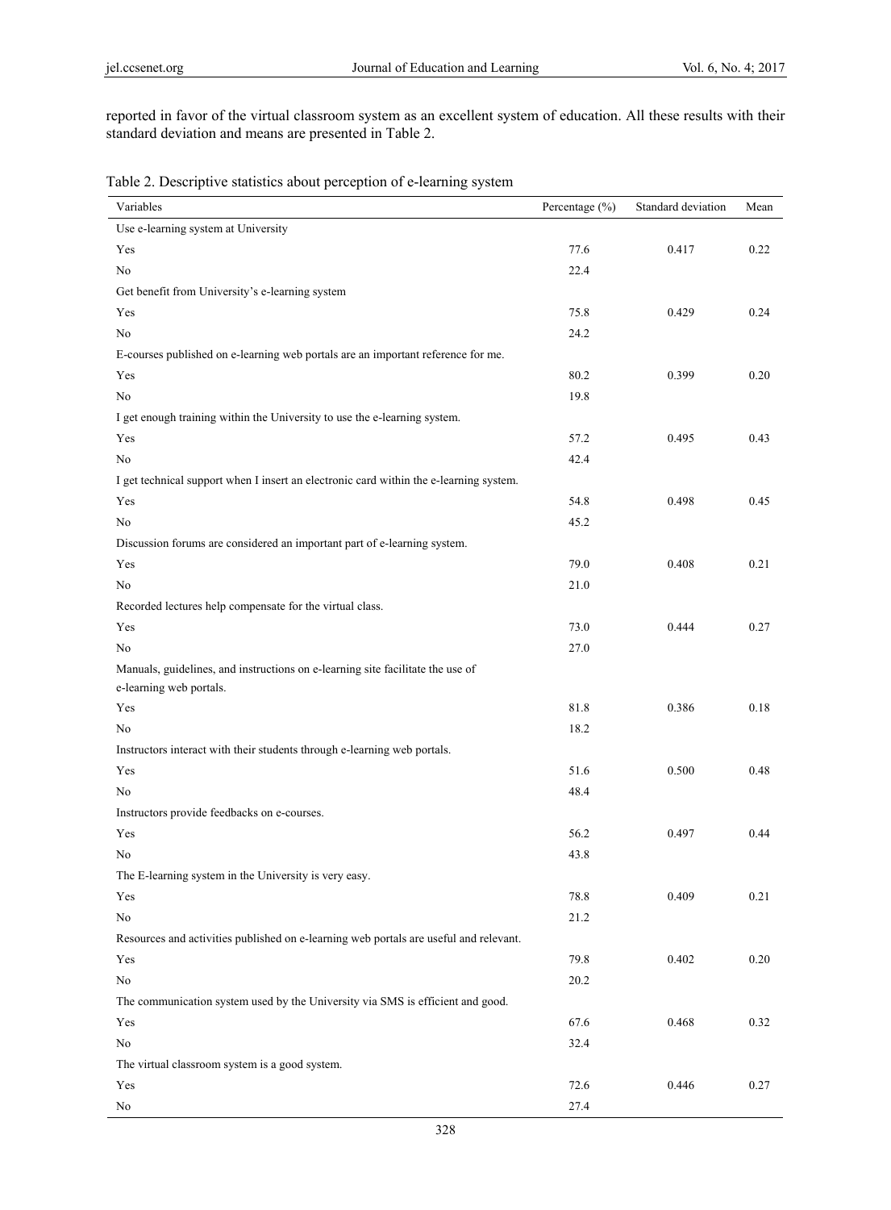reported in favor of the virtual classroom system as an excellent system of education. All these results with their standard deviation and means are presented in Table 2.

Table 2. Descriptive statistics about perception of e-learning system

| Variables | Percentage (%) | Standard deviation | Mean |
|---|---|---|---|
| Use e-learning system at University | | | |
| Yes | 77.6 | 0.417 | 0.22 |
| No | 22.4 | | |
| Get benefit from University's e-learning system | | | |
| Yes | 75.8 | 0.429 | 0.24 |
| No | 24.2 | | |
| E-courses published on e-learning web portals are an important reference for me. | | | |
| Yes | 80.2 | 0.399 | 0.20 |
| No | 19.8 | | |
| I get enough training within the University to use the e-learning system. | | | |
| Yes | 57.2 | 0.495 | 0.43 |
| No | 42.4 | | |
| I get technical support when I insert an electronic card within the e-learning system. | | | |
| Yes | 54.8 | 0.498 | 0.45 |
| No | 45.2 | | |
| Discussion forums are considered an important part of e-learning system. | | | |
| Yes | 79.0 | 0.408 | 0.21 |
| No | 21.0 | | |
| Recorded lectures help compensate for the virtual class. | | | |
| Yes | 73.0 | 0.444 | 0.27 |
| No | 27.0 | | |
| Manuals, guidelines, and instructions on e-learning site facilitate the use of e-learning web portals. | | | |
| Yes | 81.8 | 0.386 | 0.18 |
| No | 18.2 | | |
| Instructors interact with their students through e-learning web portals. | | | |
| Yes | 51.6 | 0.500 | 0.48 |
| No | 48.4 | | |
| Instructors provide feedbacks on e-courses. | | | |
| Yes | 56.2 | 0.497 | 0.44 |
| No | 43.8 | | |
| The E-learning system in the University is very easy. | | | |
| Yes | 78.8 | 0.409 | 0.21 |
| No | 21.2 | | |
| Resources and activities published on e-learning web portals are useful and relevant. | | | |
| Yes | 79.8 | 0.402 | 0.20 |
| No | 20.2 | | |
| The communication system used by the University via SMS is efficient and good. | | | |
| Yes | 67.6 | 0.468 | 0.32 |
| No | 32.4 | | |
| The virtual classroom system is a good system. | | | |
| Yes | 72.6 | 0.446 | 0.27 |
| No | 27.4 | | |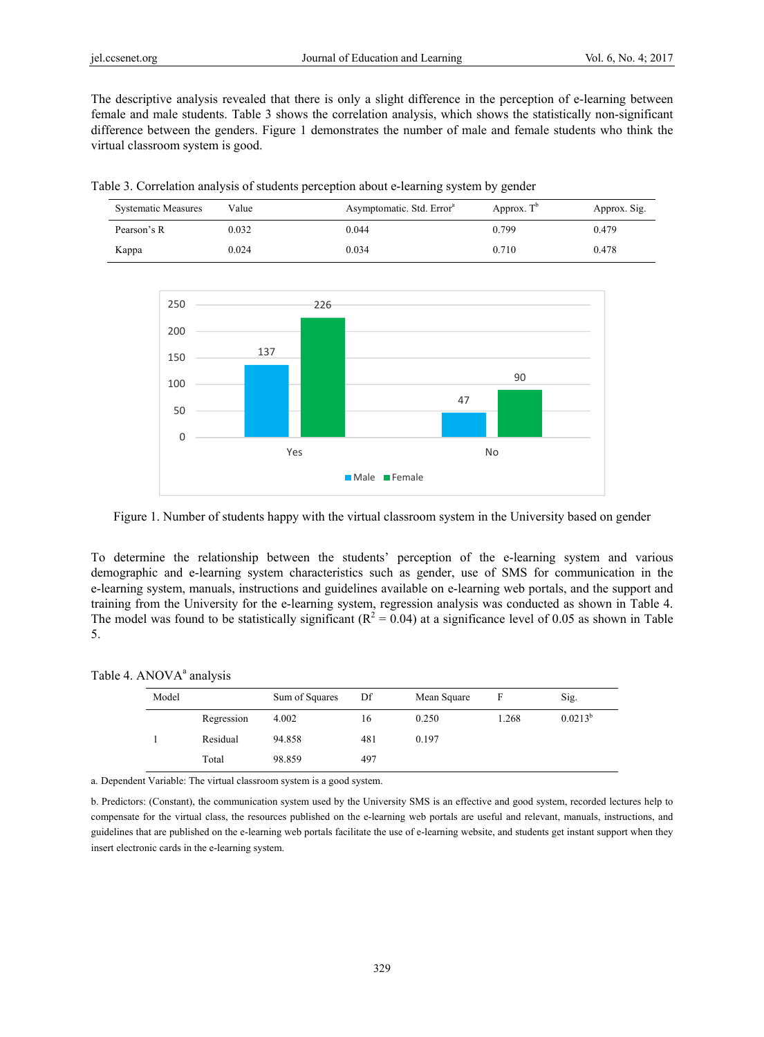The descriptive analysis revealed that there is only a slight difference in the perception of e-learning between female and male students. Table 3 shows the correlation analysis, which shows the statistically non-significant difference between the genders. Figure 1 demonstrates the number of male and female students who think the virtual classroom system is good.

Table 3. Correlation analysis of students perception about e-learning system by gender

| Systematic Measures | Value | Asymptomatic. Std. Error[a] | Approx. T[b] | Approx. Sig. |
|---|---|---|---|---|
| Pearson's R | 0.032 | 0.044 | 0.799 | 0.479 |
| Kappa | 0.024 | 0.034 | 0.710 | 0.478 |

Figure 1. Number of students happy with the virtual classroom system in the University based on gender

To determine the relationship between the students' perception of the e-learning system and various demographic and e-learning system characteristics such as gender, use of SMS for communication in the e-learning system, manuals, instructions and guidelines available on e-learning web portals, and the support and training from the University for the e-learning system, regression analysis was conducted as shown in Table 4. The model was found to be statistically significant ($R^2 = 0.04$) at a significance level of 0.05 as shown in Table 5.

Table 4. ANOVA[a] analysis

| Model | | Sum of Squares | Df | Mean Square | F | Sig. |
|---|---|---|---|---|---|---|
| 1 | Regression | 4.002 | 16 | 0.250 | 1.268 | 0.0213[b] |
| | Residual | 94.858 | 481 | 0.197 | | |
| | Total | 98.859 | 497 | | | |

a. Dependent Variable: The virtual classroom system is a good system.

b. Predictors: (Constant), the communication system used by the University SMS is an effective and good system, recorded lectures help to compensate for the virtual class, the resources published on the e-learning web portals are useful and relevant, manuals, instructions, and guidelines that are published on the e-learning web portals facilitate the use of e-learning website, and students get instant support when they insert electronic cards in the e-learning system.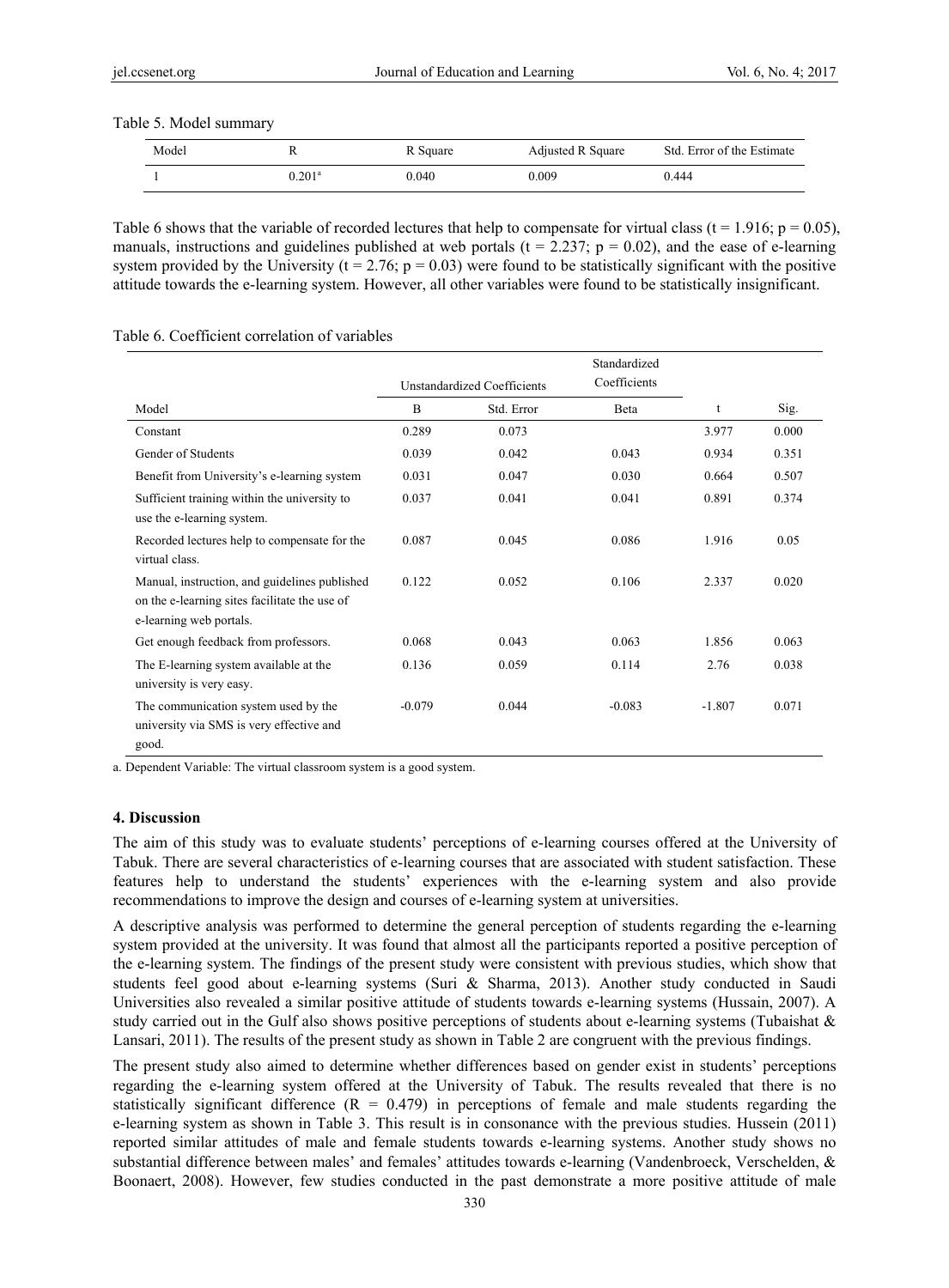Table 5. Model summary

| Model | R | R Square | Adjusted R Square | Std. Error of the Estimate |
|---|---|---|---|---|
| 1 | 0.201[a] | 0.040 | 0.009 | 0.444 |

Table 6 shows that the variable of recorded lectures that help to compensate for virtual class ($t = 1.916$; $p = 0.05$), manuals, instructions and guidelines published at web portals ($t = 2.237$; $p = 0.02$), and the ease of e-learning system provided by the University ($t = 2.76$; $p = 0.03$) were found to be statistically significant with the positive attitude towards the e-learning system. However, all other variables were found to be statistically insignificant.

Table 6. Coefficient correlation of variables

| Model | Unstandardized Coefficients | | Standardized Coefficients | | |
|---|---|---|---|---|---|
| | B | Std. Error | Beta | t | Sig. |
| Constant | 0.289 | 0.073 | | 3.977 | 0.000 |
| Gender of Students | 0.039 | 0.042 | 0.043 | 0.934 | 0.351 |
| Benefit from University's e-learning system | 0.031 | 0.047 | 0.030 | 0.664 | 0.507 |
| Sufficient training within the university to use the e-learning system. | 0.037 | 0.041 | 0.041 | 0.891 | 0.374 |
| Recorded lectures help to compensate for the virtual class. | 0.087 | 0.045 | 0.086 | 1.916 | 0.05 |
| Manual, instruction, and guidelines published on the e-learning sites facilitate the use of e-learning web portals. | 0.122 | 0.052 | 0.106 | 2.337 | 0.020 |
| Get enough feedback from professors. | 0.068 | 0.043 | 0.063 | 1.856 | 0.063 |
| The E-learning system available at the university is very easy. | 0.136 | 0.059 | 0.114 | 2.76 | 0.038 |
| The communication system used by the university via SMS is very effective and good. | -0.079 | 0.044 | -0.083 | -1.807 | 0.071 |

a. Dependent Variable: The virtual classroom system is a good system.

## 4. Discussion

The aim of this study was to evaluate students' perceptions of e-learning courses offered at the University of Tabuk. There are several characteristics of e-learning courses that are associated with student satisfaction. These features help to understand the students' experiences with the e-learning system and also provide recommendations to improve the design and courses of e-learning system at universities.

A descriptive analysis was performed to determine the general perception of students regarding the e-learning system provided at the university. It was found that almost all the participants reported a positive perception of the e-learning system. The findings of the present study were consistent with previous studies, which show that students feel good about e-learning systems (Suri & Sharma, 2013). Another study conducted in Saudi Universities also revealed a similar positive attitude of students towards e-learning systems (Hussain, 2007). A study carried out in the Gulf also shows positive perceptions of students about e-learning systems (Tubaishat & Lansari, 2011). The results of the present study as shown in Table 2 are congruent with the previous findings.

The present study also aimed to determine whether differences based on gender exist in students' perceptions regarding the e-learning system offered at the University of Tabuk. The results revealed that there is no statistically significant difference ($R = 0.479$) in perceptions of female and male students regarding the e-learning system as shown in Table 3. This result is in consonance with the previous studies. Hussein (2011) reported similar attitudes of male and female students towards e-learning systems. Another study shows no substantial difference between males' and females' attitudes towards e-learning (Vandenbroeck, Verschelden, & Boonaert, 2008). However, few studies conducted in the past demonstrate a more positive attitude of male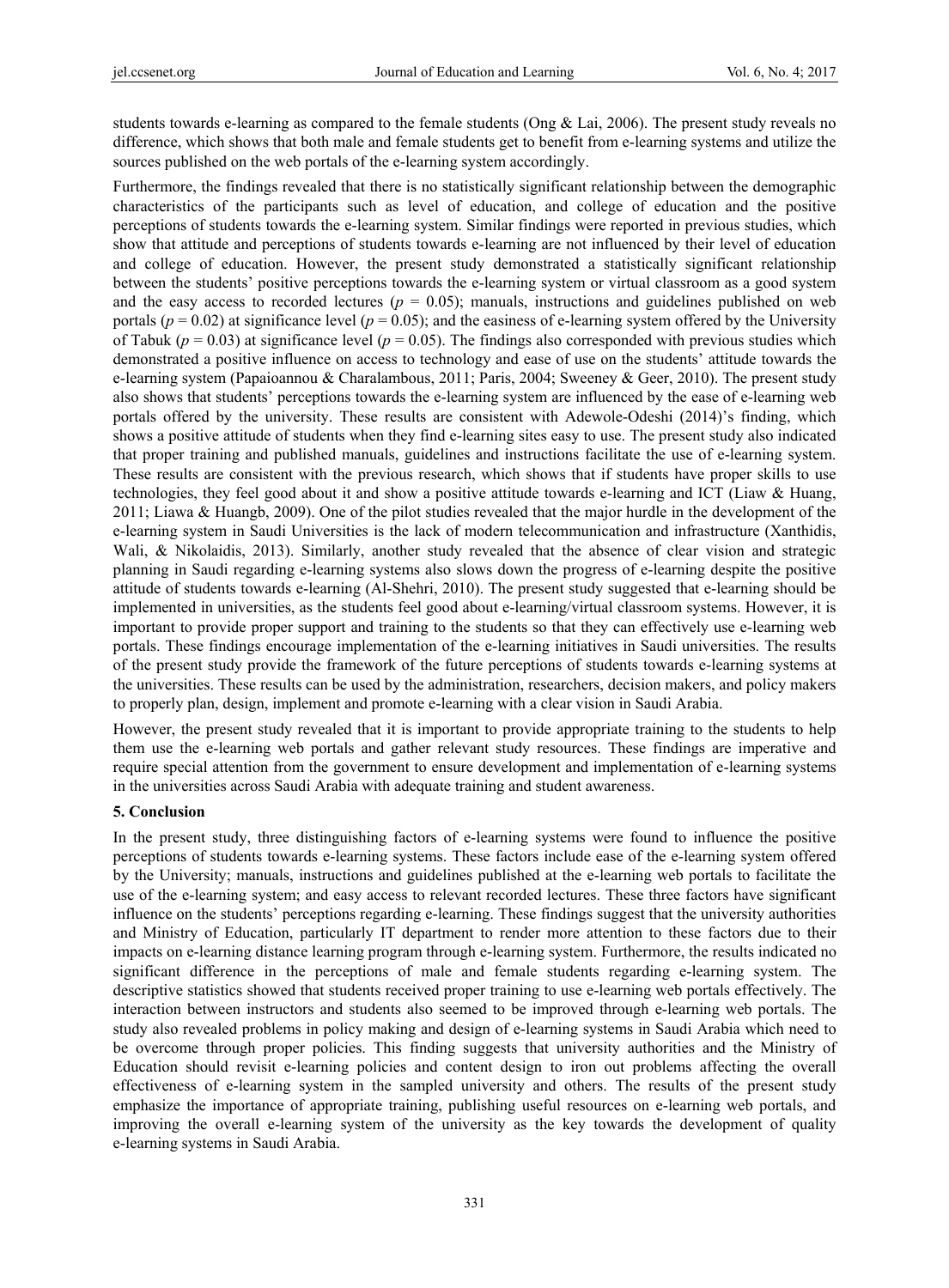students towards e-learning as compared to the female students (Ong & Lai, 2006). The present study reveals no difference, which shows that both male and female students get to benefit from e-learning systems and utilize the sources published on the web portals of the e-learning system accordingly.

Furthermore, the findings revealed that there is no statistically significant relationship between the demographic characteristics of the participants such as level of education, and college of education and the positive perceptions of students towards the e-learning system. Similar findings were reported in previous studies, which show that attitude and perceptions of students towards e-learning are not influenced by their level of education and college of education. However, the present study demonstrated a statistically significant relationship between the students' positive perceptions towards the e-learning system or virtual classroom as a good system and the easy access to recorded lectures ($p = 0.05$); manuals, instructions and guidelines published on web portals ($p = 0.02$) at significance level ($p = 0.05$); and the easiness of e-learning system offered by the University of Tabuk ($p = 0.03$) at significance level ($p = 0.05$). The findings also corresponded with previous studies which demonstrated a positive influence on access to technology and ease of use on the students' attitude towards the e-learning system (Papaioannou & Charalambous, 2011; Paris, 2004; Sweeney & Geer, 2010). The present study also shows that students' perceptions towards the e-learning system are influenced by the ease of e-learning web portals offered by the university. These results are consistent with Adewole-Odeshi (2014)'s finding, which shows a positive attitude of students when they find e-learning sites easy to use. The present study also indicated that proper training and published manuals, guidelines and instructions facilitate the use of e-learning system. These results are consistent with the previous research, which shows that if students have proper skills to use technologies, they feel good about it and show a positive attitude towards e-learning and ICT (Liaw & Huang, 2011; Liawa & Huangb, 2009). One of the pilot studies revealed that the major hurdle in the development of the e-learning system in Saudi Universities is the lack of modern telecommunication and infrastructure (Xanthidis, Wali, & Nikolaidis, 2013). Similarly, another study revealed that the absence of clear vision and strategic planning in Saudi regarding e-learning systems also slows down the progress of e-learning despite the positive attitude of students towards e-learning (Al-Shehri, 2010). The present study suggested that e-learning should be implemented in universities, as the students feel good about e-learning/virtual classroom systems. However, it is important to provide proper support and training to the students so that they can effectively use e-learning web portals. These findings encourage implementation of the e-learning initiatives in Saudi universities. The results of the present study provide the framework of the future perceptions of students towards e-learning systems at the universities. These results can be used by the administration, researchers, decision makers, and policy makers to properly plan, design, implement and promote e-learning with a clear vision in Saudi Arabia.

However, the present study revealed that it is important to provide appropriate training to the students to help them use the e-learning web portals and gather relevant study resources. These findings are imperative and require special attention from the government to ensure development and implementation of e-learning systems in the universities across Saudi Arabia with adequate training and student awareness.

## 5. Conclusion

In the present study, three distinguishing factors of e-learning systems were found to influence the positive perceptions of students towards e-learning systems. These factors include ease of the e-learning system offered by the University; manuals, instructions and guidelines published at the e-learning web portals to facilitate the use of the e-learning system; and easy access to relevant recorded lectures. These three factors have significant influence on the students' perceptions regarding e-learning. These findings suggest that the university authorities and Ministry of Education, particularly IT department to render more attention to these factors due to their impacts on e-learning distance learning program through e-learning system. Furthermore, the results indicated no significant difference in the perceptions of male and female students regarding e-learning system. The descriptive statistics showed that students received proper training to use e-learning web portals effectively. The interaction between instructors and students also seemed to be improved through e-learning web portals. The study also revealed problems in policy making and design of e-learning systems in Saudi Arabia which need to be overcome through proper policies. This finding suggests that university authorities and the Ministry of Education should revisit e-learning policies and content design to iron out problems affecting the overall effectiveness of e-learning system in the sampled university and others. The results of the present study emphasize the importance of appropriate training, publishing useful resources on e-learning web portals, and improving the overall e-learning system of the university as the key towards the development of quality e-learning systems in Saudi Arabia.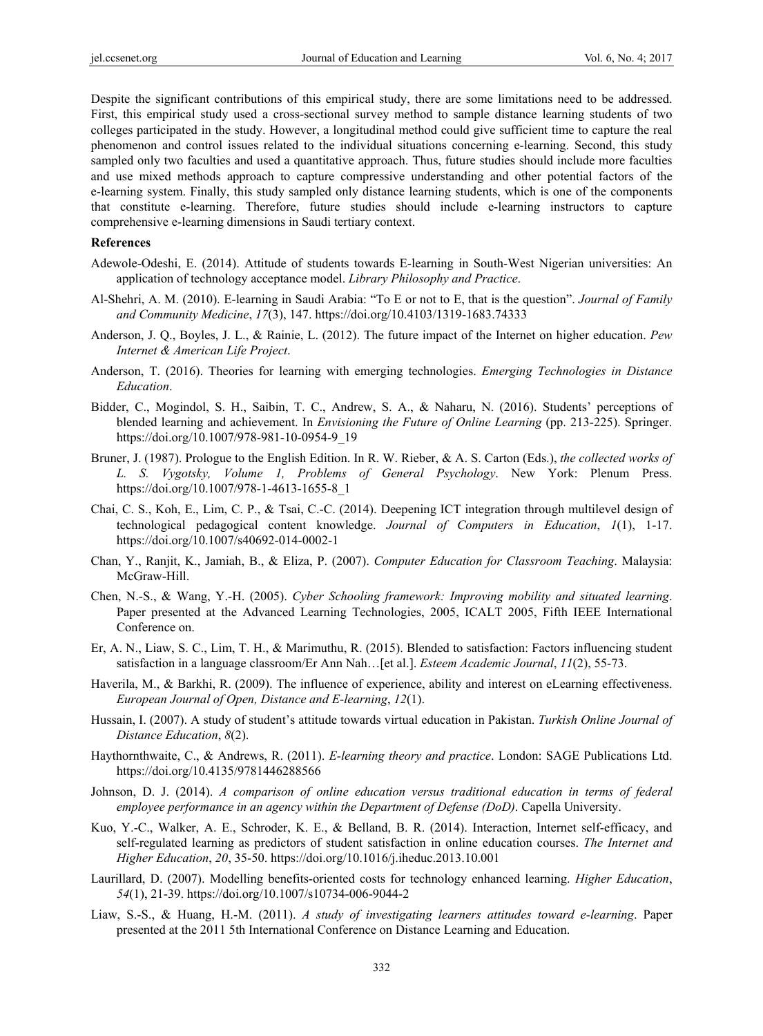Despite the significant contributions of this empirical study, there are some limitations need to be addressed. First, this empirical study used a cross-sectional survey method to sample distance learning students of two colleges participated in the study. However, a longitudinal method could give sufficient time to capture the real phenomenon and control issues related to the individual situations concerning e-learning. Second, this study sampled only two faculties and used a quantitative approach. Thus, future studies should include more faculties and use mixed methods approach to capture compressive understanding and other potential factors of the e-learning system. Finally, this study sampled only distance learning students, which is one of the components that constitute e-learning. Therefore, future studies should include e-learning instructors to capture comprehensive e-learning dimensions in Saudi tertiary context.

**References**

Adewole-Odeshi, E. (2014). Attitude of students towards E-learning in South-West Nigerian universities: An application of technology acceptance model. *Library Philosophy and Practice*.

Al-Shehri, A. M. (2010). E-learning in Saudi Arabia: "To E or not to E, that is the question". *Journal of Family and Community Medicine*, *17*(3), 147. https://doi.org/10.4103/1319-1683.74333

Anderson, J. Q., Boyles, J. L., & Rainie, L. (2012). The future impact of the Internet on higher education. *Pew Internet & American Life Project*.

Anderson, T. (2016). Theories for learning with emerging technologies. *Emerging Technologies in Distance Education*.

Bidder, C., Mogindol, S. H., Saibin, T. C., Andrew, S. A., & Naharu, N. (2016). Students' perceptions of blended learning and achievement. In *Envisioning the Future of Online Learning* (pp. 213-225). Springer. https://doi.org/10.1007/978-981-10-0954-9_19

Bruner, J. (1987). Prologue to the English Edition. In R. W. Rieber, & A. S. Carton (Eds.), *the collected works of L. S. Vygotsky, Volume 1, Problems of General Psychology*. New York: Plenum Press. https://doi.org/10.1007/978-1-4613-1655-8_1

Chai, C. S., Koh, E., Lim, C. P., & Tsai, C.-C. (2014). Deepening ICT integration through multilevel design of technological pedagogical content knowledge. *Journal of Computers in Education*, *1*(1), 1-17. https://doi.org/10.1007/s40692-014-0002-1

Chan, Y., Ranjit, K., Jamiah, B., & Eliza, P. (2007). *Computer Education for Classroom Teaching*. Malaysia: McGraw-Hill.

Chen, N.-S., & Wang, Y.-H. (2005). *Cyber Schooling framework: Improving mobility and situated learning*. Paper presented at the Advanced Learning Technologies, 2005, ICALT 2005, Fifth IEEE International Conference on.

Er, A. N., Liaw, S. C., Lim, T. H., & Marimuthu, R. (2015). Blended to satisfaction: Factors influencing student satisfaction in a language classroom/Er Ann Nah…[et al.]. *Esteem Academic Journal*, *11*(2), 55-73.

Haverila, M., & Barkhi, R. (2009). The influence of experience, ability and interest on eLearning effectiveness. *European Journal of Open, Distance and E-learning*, *12*(1).

Hussain, I. (2007). A study of student's attitude towards virtual education in Pakistan. *Turkish Online Journal of Distance Education*, *8*(2).

Haythornthwaite, C., & Andrews, R. (2011). *E-learning theory and practice*. London: SAGE Publications Ltd. https://doi.org/10.4135/9781446288566

Johnson, D. J. (2014). *A comparison of online education versus traditional education in terms of federal employee performance in an agency within the Department of Defense (DoD)*. Capella University.

Kuo, Y.-C., Walker, A. E., Schroder, K. E., & Belland, B. R. (2014). Interaction, Internet self-efficacy, and self-regulated learning as predictors of student satisfaction in online education courses. *The Internet and Higher Education*, *20*, 35-50. https://doi.org/10.1016/j.iheduc.2013.10.001

Laurillard, D. (2007). Modelling benefits-oriented costs for technology enhanced learning. *Higher Education*, *54*(1), 21-39. https://doi.org/10.1007/s10734-006-9044-2

Liaw, S.-S., & Huang, H.-M. (2011). *A study of investigating learners attitudes toward e-learning*. Paper presented at the 2011 5th International Conference on Distance Learning and Education.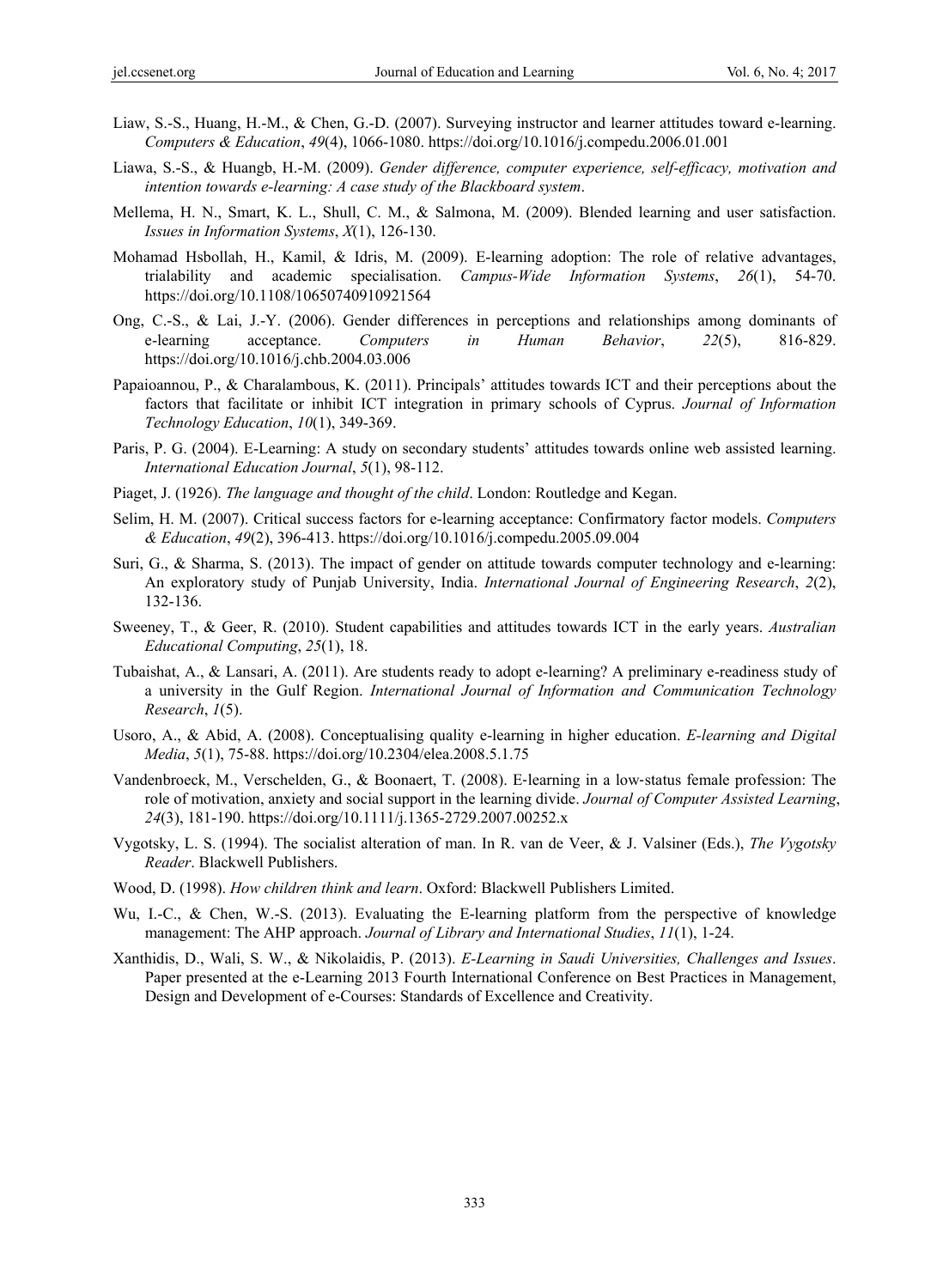Liaw, S.-S., Huang, H.-M., & Chen, G.-D. (2007). Surveying instructor and learner attitudes toward e-learning. *Computers & Education*, *49*(4), 1066-1080. https://doi.org/10.1016/j.compedu.2006.01.001

Liawa, S.-S., & Huangb, H.-M. (2009). *Gender difference, computer experience, self-efficacy, motivation and intention towards e-learning: A case study of the Blackboard system*.

Mellema, H. N., Smart, K. L., Shull, C. M., & Salmona, M. (2009). Blended learning and user satisfaction. *Issues in Information Systems*, *X*(1), 126-130.

Mohamad Hsbollah, H., Kamil, & Idris, M. (2009). E-learning adoption: The role of relative advantages, trialability and academic specialisation. *Campus-Wide Information Systems*, *26*(1), 54-70. https://doi.org/10.1108/10650740910921564

Ong, C.-S., & Lai, J.-Y. (2006). Gender differences in perceptions and relationships among dominants of e-learning acceptance. *Computers in Human Behavior*, *22*(5), 816-829. https://doi.org/10.1016/j.chb.2004.03.006

Papaioannou, P., & Charalambous, K. (2011). Principals' attitudes towards ICT and their perceptions about the factors that facilitate or inhibit ICT integration in primary schools of Cyprus. *Journal of Information Technology Education*, *10*(1), 349-369.

Paris, P. G. (2004). E-Learning: A study on secondary students' attitudes towards online web assisted learning. *International Education Journal*, *5*(1), 98-112.

Piaget, J. (1926). *The language and thought of the child*. London: Routledge and Kegan.

Selim, H. M. (2007). Critical success factors for e-learning acceptance: Confirmatory factor models. *Computers & Education*, *49*(2), 396-413. https://doi.org/10.1016/j.compedu.2005.09.004

Suri, G., & Sharma, S. (2013). The impact of gender on attitude towards computer technology and e-learning: An exploratory study of Punjab University, India. *International Journal of Engineering Research*, *2*(2), 132-136.

Sweeney, T., & Geer, R. (2010). Student capabilities and attitudes towards ICT in the early years. *Australian Educational Computing*, *25*(1), 18.

Tubaishat, A., & Lansari, A. (2011). Are students ready to adopt e-learning? A preliminary e-readiness study of a university in the Gulf Region. *International Journal of Information and Communication Technology Research*, *1*(5).

Usoro, A., & Abid, A. (2008). Conceptualising quality e-learning in higher education. *E-learning and Digital Media*, *5*(1), 75-88. https://doi.org/10.2304/elea.2008.5.1.75

Vandenbroeck, M., Verschelden, G., & Boonaert, T. (2008). E-learning in a low-status female profession: The role of motivation, anxiety and social support in the learning divide. *Journal of Computer Assisted Learning*, *24*(3), 181-190. https://doi.org/10.1111/j.1365-2729.2007.00252.x

Vygotsky, L. S. (1994). The socialist alteration of man. In R. van de Veer, & J. Valsiner (Eds.), *The Vygotsky Reader*. Blackwell Publishers.

Wood, D. (1998). *How children think and learn*. Oxford: Blackwell Publishers Limited.

Wu, I.-C., & Chen, W.-S. (2013). Evaluating the E-learning platform from the perspective of knowledge management: The AHP approach. *Journal of Library and International Studies*, *11*(1), 1-24.

Xanthidis, D., Wali, S. W., & Nikolaidis, P. (2013). *E-Learning in Saudi Universities, Challenges and Issues*. Paper presented at the e-Learning 2013 Fourth International Conference on Best Practices in Management, Design and Development of e-Courses: Standards of Excellence and Creativity.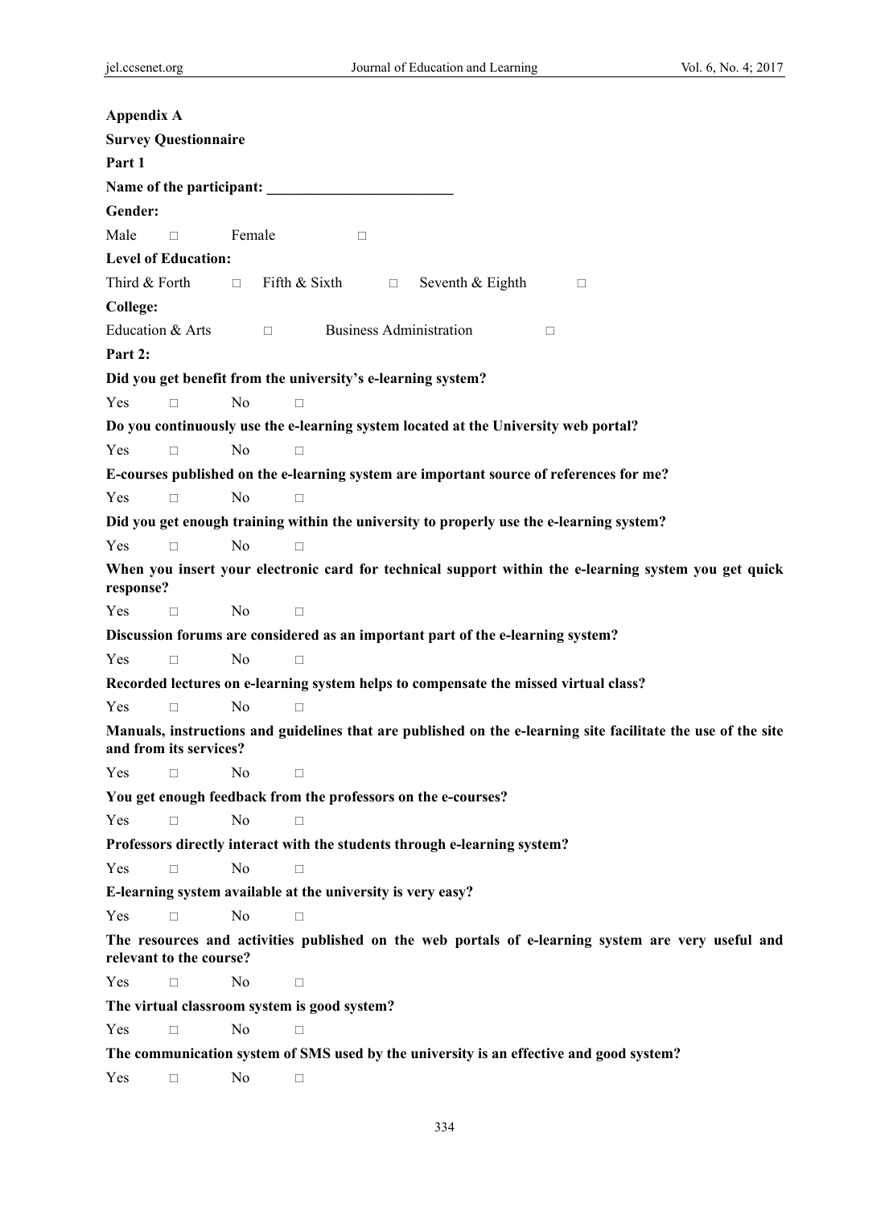**Appendix A**

**Survey Questionnaire**

**Part 1**

**Name of the participant: \_\_\_\_\_\_\_\_\_\_\_\_\_\_\_\_\_\_\_\_\_\_\_\_\_**

**Gender:**

Male □ Female □

**Level of Education:**

Third & Forth □ Fifth & Sixth □ Seventh & Eighth □

**College:**

Education & Arts □ Business Administration □

**Part 2:**

**Did you get benefit from the university's e-learning system?**

Yes □ No □

**Do you continuously use the e-learning system located at the University web portal?**

Yes □ No □

**E-courses published on the e-learning system are important source of references for me?**

Yes □ No □

**Did you get enough training within the university to properly use the e-learning system?**

Yes □ No □

**When you insert your electronic card for technical support within the e-learning system you get quick response?**

Yes □ No □

**Discussion forums are considered as an important part of the e-learning system?**

Yes □ No □

**Recorded lectures on e-learning system helps to compensate the missed virtual class?**

Yes □ No □

**Manuals, instructions and guidelines that are published on the e-learning site facilitate the use of the site and from its services?**

Yes □ No □

**You get enough feedback from the professors on the e-courses?**

Yes □ No □

**Professors directly interact with the students through e-learning system?**

Yes □ No □

**E-learning system available at the university is very easy?**

Yes □ No □

**The resources and activities published on the web portals of e-learning system are very useful and relevant to the course?**

Yes □ No □

**The virtual classroom system is good system?**

Yes □ No □

**The communication system of SMS used by the university is an effective and good system?**

Yes □ No □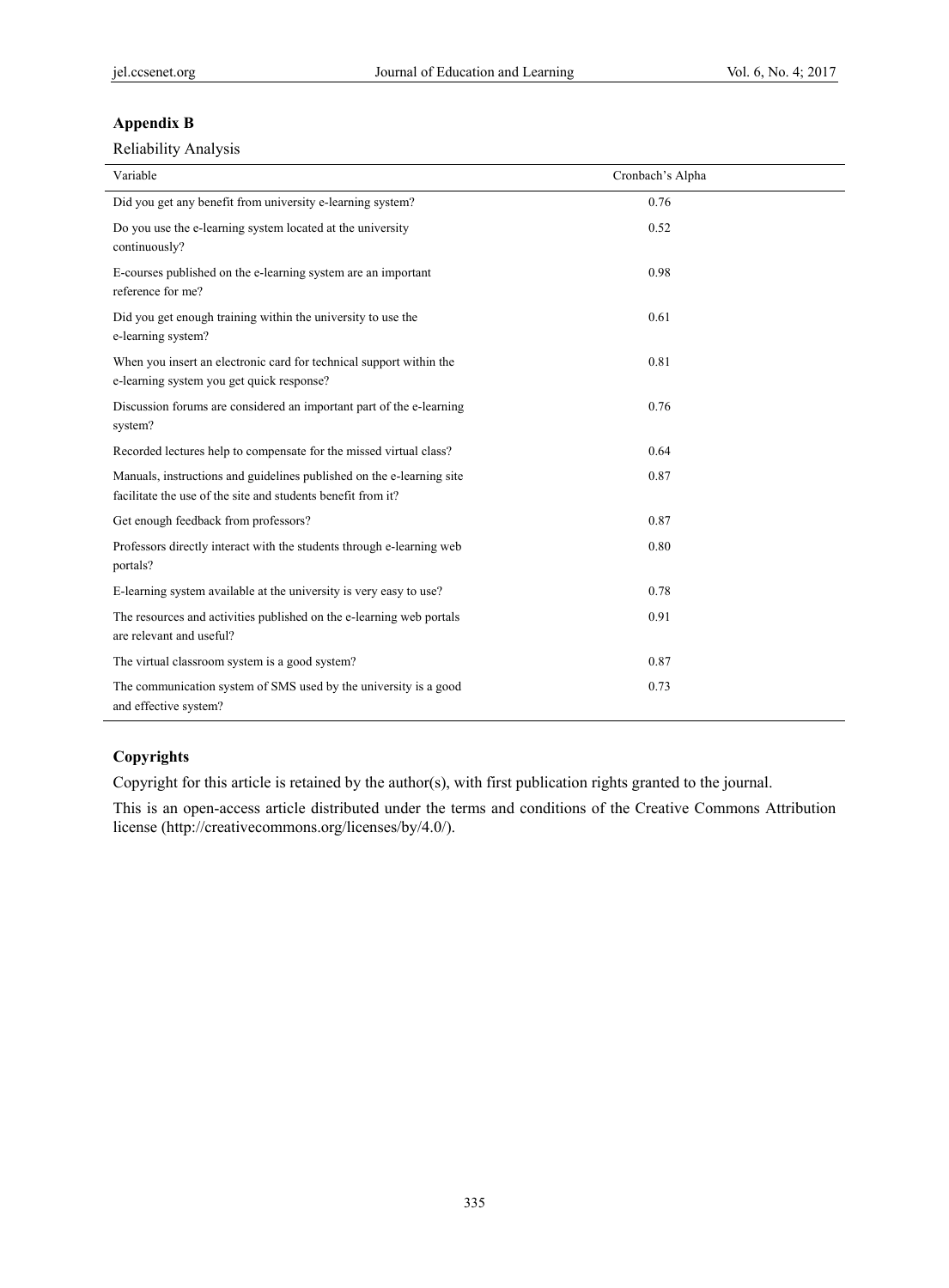## Appendix B

Reliability Analysis

| Variable | Cronbach's Alpha |
|---|---|
| Did you get any benefit from university e-learning system? | 0.76 |
| Do you use the e-learning system located at the university continuously? | 0.52 |
| E-courses published on the e-learning system are an important reference for me? | 0.98 |
| Did you get enough training within the university to use the e-learning system? | 0.61 |
| When you insert an electronic card for technical support within the e-learning system you get quick response? | 0.81 |
| Discussion forums are considered an important part of the e-learning system? | 0.76 |
| Recorded lectures help to compensate for the missed virtual class? | 0.64 |
| Manuals, instructions and guidelines published on the e-learning site facilitate the use of the site and students benefit from it? | 0.87 |
| Get enough feedback from professors? | 0.87 |
| Professors directly interact with the students through e-learning web portals? | 0.80 |
| E-learning system available at the university is very easy to use? | 0.78 |
| The resources and activities published on the e-learning web portals are relevant and useful? | 0.91 |
| The virtual classroom system is a good system? | 0.87 |
| The communication system of SMS used by the university is a good and effective system? | 0.73 |

## Copyrights

Copyright for this article is retained by the author(s), with first publication rights granted to the journal.

This is an open-access article distributed under the terms and conditions of the Creative Commons Attribution license (http://creativecommons.org/licenses/by/4.0/).